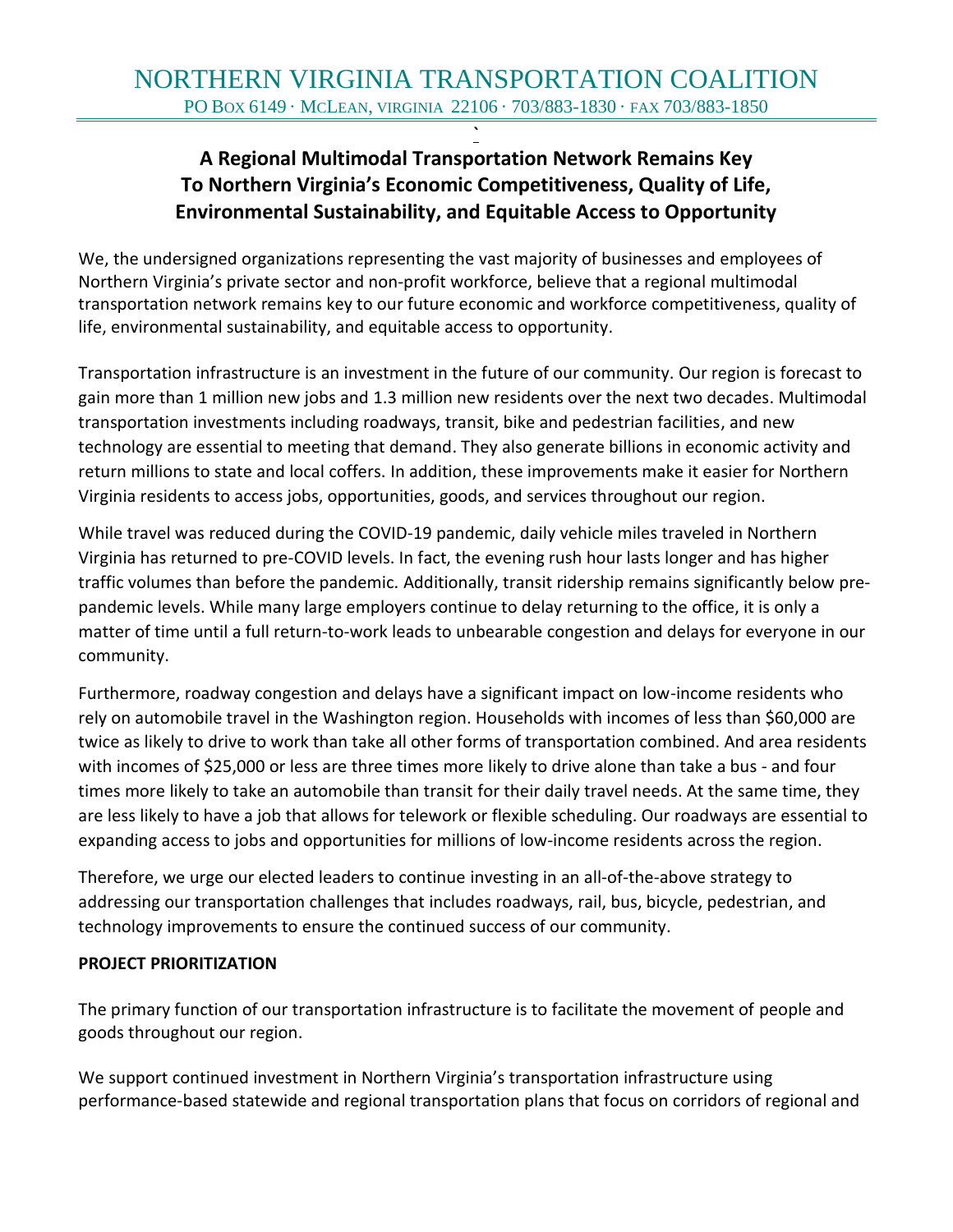# NORTHERN VIRGINIA TRANSPORTATION COALITION

PO BOX 6149 · MCLEAN, VIRGINIA 22106 · 703/883-1830 · FAX 703/883-1850

## A Regional Multimodal Transportation Network Remains Key To Northern Virginia's Economic Competitiveness, Quality of Life, Environmental Sustainability, and Equitable Access to Opportunity

We, the undersigned organizations representing the vast majority of businesses and employees of Northern Virginia's private sector and non-profit workforce, believe that a regional multimodal transportation network remains key to our future economic and workforce competitiveness, quality of life, environmental sustainability, and equitable access to opportunity.

Transportation infrastructure is an investment in the future of our community. Our region is forecast to gain more than 1 million new jobs and 1.3 million new residents over the next two decades. Multimodal transportation investments including roadways, transit, bike and pedestrian facilities, and new technology are essential to meeting that demand. They also generate billions in economic activity and return millions to state and local coffers. In addition, these improvements make it easier for Northern Virginia residents to access jobs, opportunities, goods, and services throughout our region.

While travel was reduced during the COVID-19 pandemic, daily vehicle miles traveled in Northern Virginia has returned to pre-COVID levels. In fact, the evening rush hour lasts longer and has higher traffic volumes than before the pandemic. Additionally, transit ridership remains significantly below pre-pandemic levels. While many large employers continue to delay returning to the office, it is only a matter of time until a full return-to-work leads to unbearable congestion and delays for everyone in our community.

Furthermore, roadway congestion and delays have a significant impact on low-income residents who rely on automobile travel in the Washington region. Households with incomes of less than $60,000 are twice as likely to drive to work than take all other forms of transportation combined. And area residents with incomes of $25,000 or less are three times more likely to drive alone than take a bus - and four times more likely to take an automobile than transit for their daily travel needs. At the same time, they are less likely to have a job that allows for telework or flexible scheduling. Our roadways are essential to expanding access to jobs and opportunities for millions of low-income residents across the region.

Therefore, we urge our elected leaders to continue investing in an all-of-the-above strategy to addressing our transportation challenges that includes roadways, rail, bus, bicycle, pedestrian, and technology improvements to ensure the continued success of our community.

**PROJECT PRIORITIZATION**

The primary function of our transportation infrastructure is to facilitate the movement of people and goods throughout our region.

We support continued investment in Northern Virginia's transportation infrastructure using performance-based statewide and regional transportation plans that focus on corridors of regional and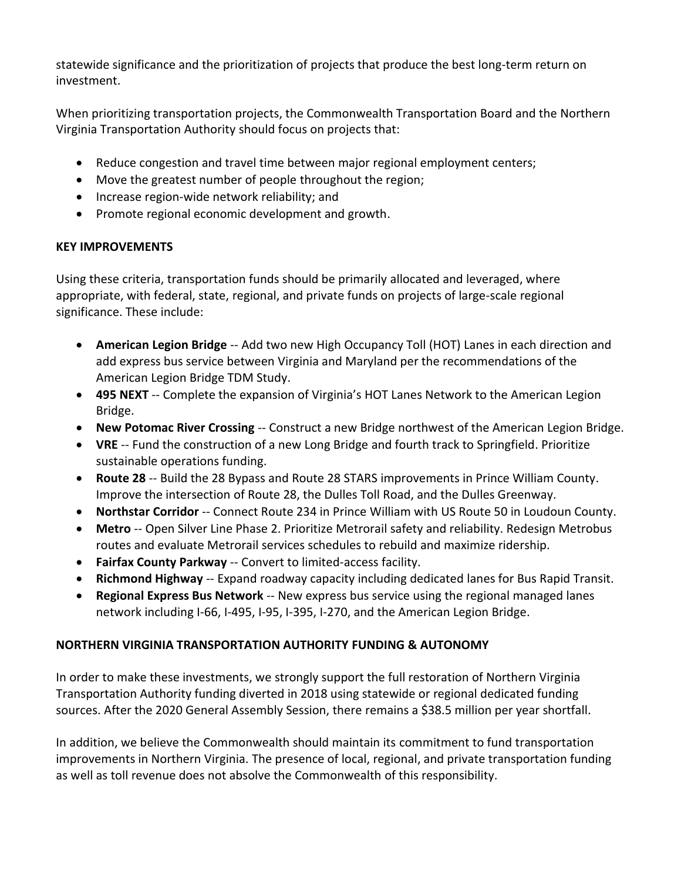statewide significance and the prioritization of projects that produce the best long-term return on investment.

When prioritizing transportation projects, the Commonwealth Transportation Board and the Northern Virginia Transportation Authority should focus on projects that:

- Reduce congestion and travel time between major regional employment centers;
- Move the greatest number of people throughout the region;
- Increase region-wide network reliability; and
- Promote regional economic development and growth.

## KEY IMPROVEMENTS

Using these criteria, transportation funds should be primarily allocated and leveraged, where appropriate, with federal, state, regional, and private funds on projects of large-scale regional significance. These include:

- **American Legion Bridge** -- Add two new High Occupancy Toll (HOT) Lanes in each direction and add express bus service between Virginia and Maryland per the recommendations of the American Legion Bridge TDM Study.
- **495 NEXT** -- Complete the expansion of Virginia's HOT Lanes Network to the American Legion Bridge.
- **New Potomac River Crossing** -- Construct a new Bridge northwest of the American Legion Bridge.
- **VRE** -- Fund the construction of a new Long Bridge and fourth track to Springfield. Prioritize sustainable operations funding.
- **Route 28** -- Build the 28 Bypass and Route 28 STARS improvements in Prince William County. Improve the intersection of Route 28, the Dulles Toll Road, and the Dulles Greenway.
- **Northstar Corridor** -- Connect Route 234 in Prince William with US Route 50 in Loudoun County.
- **Metro** -- Open Silver Line Phase 2. Prioritize Metrorail safety and reliability. Redesign Metrobus routes and evaluate Metrorail services schedules to rebuild and maximize ridership.
- **Fairfax County Parkway** -- Convert to limited-access facility.
- **Richmond Highway** -- Expand roadway capacity including dedicated lanes for Bus Rapid Transit.
- **Regional Express Bus Network** -- New express bus service using the regional managed lanes network including I-66, I-495, I-95, I-395, I-270, and the American Legion Bridge.

## NORTHERN VIRGINIA TRANSPORTATION AUTHORITY FUNDING & AUTONOMY

In order to make these investments, we strongly support the full restoration of Northern Virginia Transportation Authority funding diverted in 2018 using statewide or regional dedicated funding sources. After the 2020 General Assembly Session, there remains a $38.5 million per year shortfall.

In addition, we believe the Commonwealth should maintain its commitment to fund transportation improvements in Northern Virginia. The presence of local, regional, and private transportation funding as well as toll revenue does not absolve the Commonwealth of this responsibility.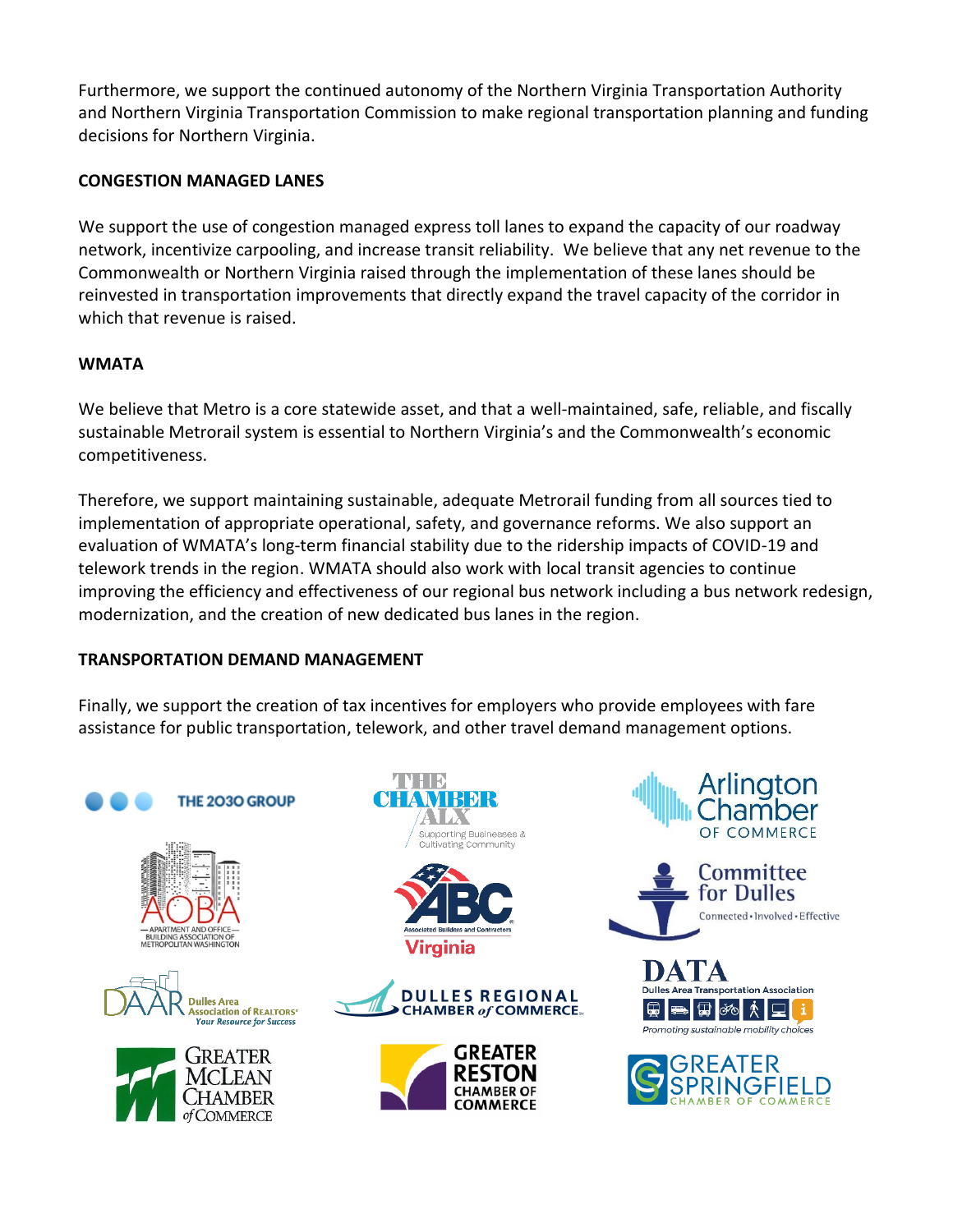Furthermore, we support the continued autonomy of the Northern Virginia Transportation Authority and Northern Virginia Transportation Commission to make regional transportation planning and funding decisions for Northern Virginia.

**CONGESTION MANAGED LANES**

We support the use of congestion managed express toll lanes to expand the capacity of our roadway network, incentivize carpooling, and increase transit reliability. We believe that any net revenue to the Commonwealth or Northern Virginia raised through the implementation of these lanes should be reinvested in transportation improvements that directly expand the travel capacity of the corridor in which that revenue is raised.

**WMATA**

We believe that Metro is a core statewide asset, and that a well-maintained, safe, reliable, and fiscally sustainable Metrorail system is essential to Northern Virginia's and the Commonwealth's economic competitiveness.

Therefore, we support maintaining sustainable, adequate Metrorail funding from all sources tied to implementation of appropriate operational, safety, and governance reforms. We also support an evaluation of WMATA's long-term financial stability due to the ridership impacts of COVID-19 and telework trends in the region. WMATA should also work with local transit agencies to continue improving the efficiency and effectiveness of our regional bus network including a bus network redesign, modernization, and the creation of new dedicated bus lanes in the region.

**TRANSPORTATION DEMAND MANAGEMENT**

Finally, we support the creation of tax incentives for employers who provide employees with fare assistance for public transportation, telework, and other travel demand management options.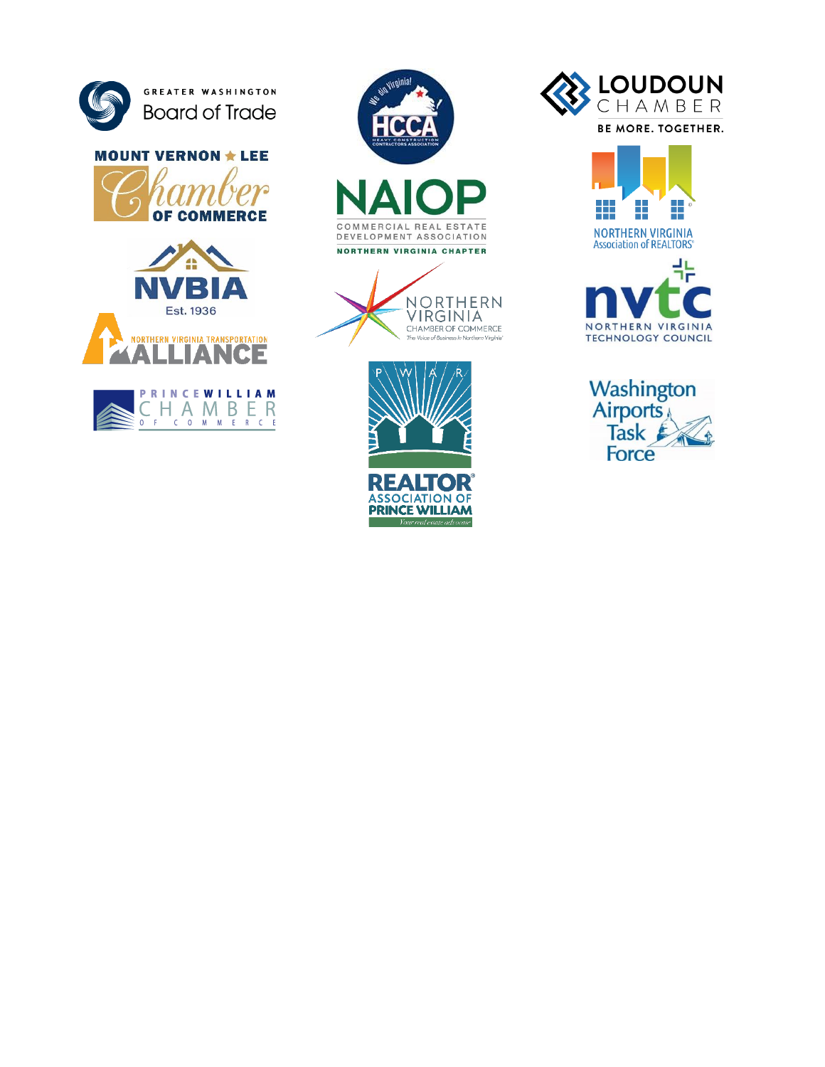GREATER WASHINGTON Board of Trade

MOUNT VERNON ★ LEE Chamber OF COMMERCE

NVBIA Est. 1936

NORTHERN VIRGINIA TRANSPORTATION ALLIANCE

PRINCE WILLIAM CHAMBER OF COMMERCE

We dig Virginia! HCCA HEAVY CONSTRUCTION CONTRACTORS ASSOCIATION

NAIOP COMMERCIAL REAL ESTATE DEVELOPMENT ASSOCIATION NORTHERN VIRGINIA CHAPTER

NORTHERN VIRGINIA CHAMBER OF COMMERCE The Voice of Business in Northern Virginia

P W A R REALTOR® ASSOCIATION OF PRINCE WILLIAM Your real estate advocate

LOUDOUN CHAMBER BE MORE. TOGETHER.

NORTHERN VIRGINIA Association of REALTORS®

nvtc NORTHERN VIRGINIA TECHNOLOGY COUNCIL

Washington Airports Task Force